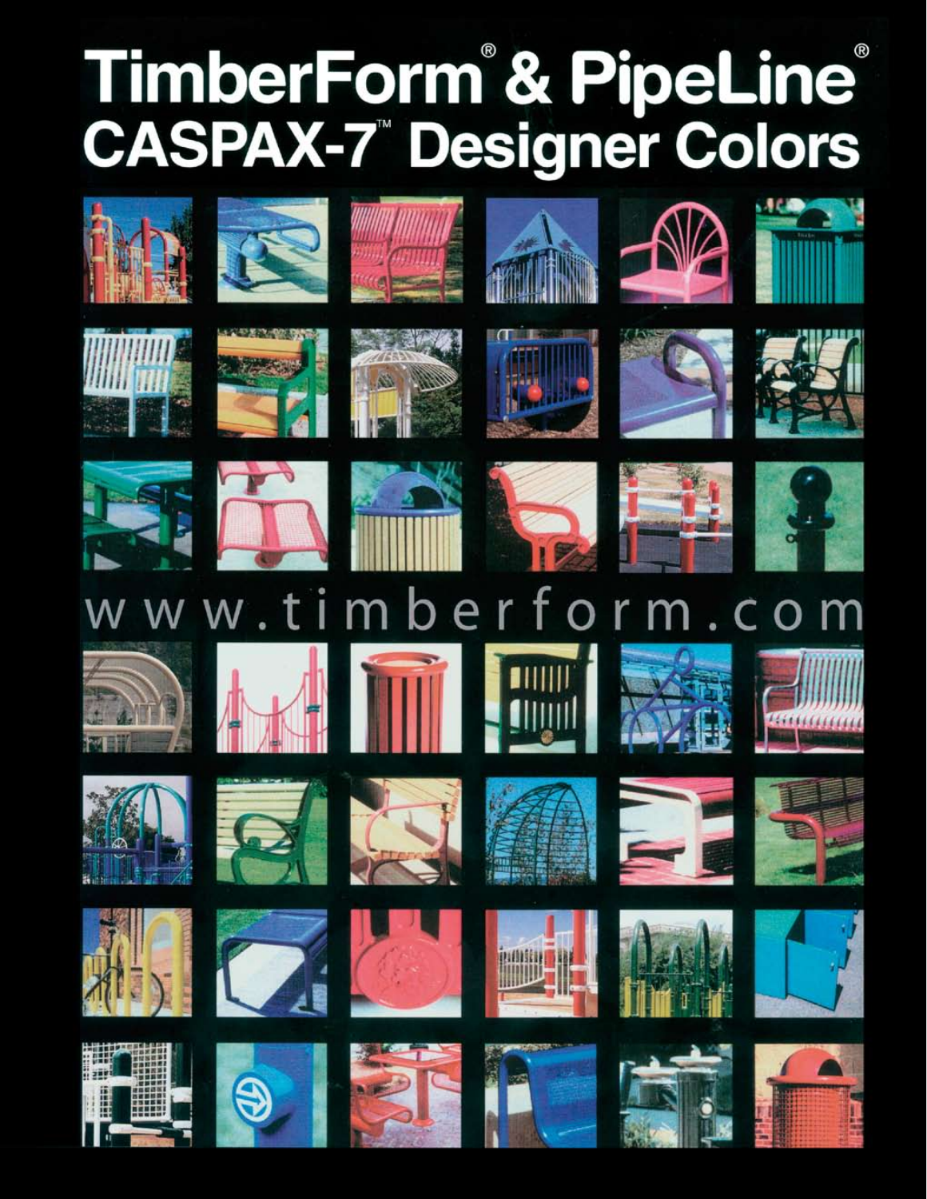# TimberForm® & PipeLine®

## CASPAX-7™ Designer Colors

www.timberform.com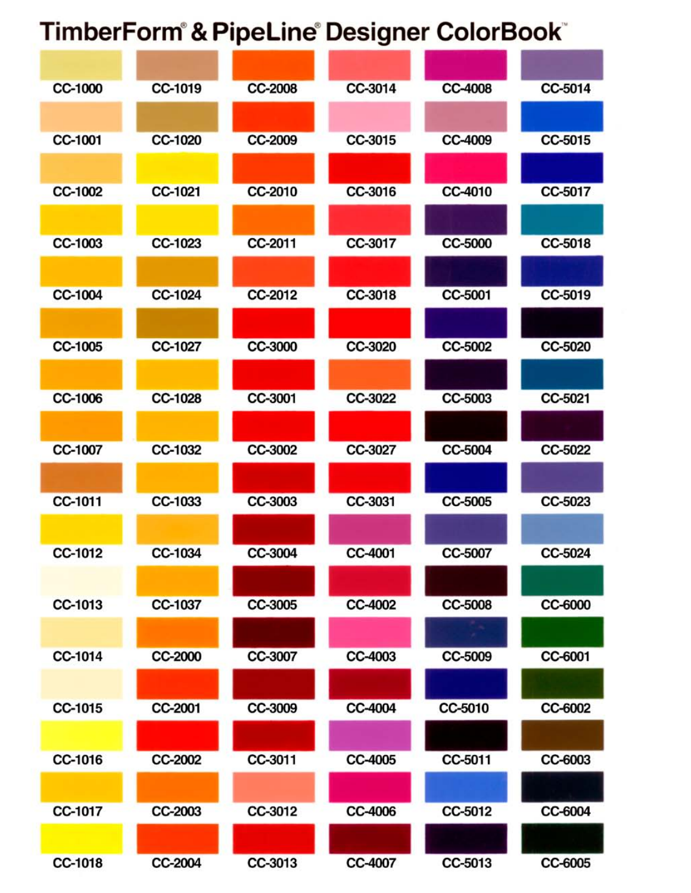# TimberForm® & PipeLine® Designer ColorBook™

| | | | | | |
|---|---|---|---|---|---|
| CC-1000 | CC-1019 | CC-2008 | CC-3014 | CC-4008 | CC-5014 |
| CC-1001 | CC-1020 | CC-2009 | CC-3015 | CC-4009 | CC-5015 |
| CC-1002 | CC-1021 | CC-2010 | CC-3016 | CC-4010 | CC-5017 |
| CC-1003 | CC-1023 | CC-2011 | CC-3017 | CC-5000 | CC-5018 |
| CC-1004 | CC-1024 | CC-2012 | CC-3018 | CC-5001 | CC-5019 |
| CC-1005 | CC-1027 | CC-3000 | CC-3020 | CC-5002 | CC-5020 |
| CC-1006 | CC-1028 | CC-3001 | CC-3022 | CC-5003 | CC-5021 |
| CC-1007 | CC-1032 | CC-3002 | CC-3027 | CC-5004 | CC-5022 |
| CC-1011 | CC-1033 | CC-3003 | CC-3031 | CC-5005 | CC-5023 |
| CC-1012 | CC-1034 | CC-3004 | CC-4001 | CC-5007 | CC-5024 |
| CC-1013 | CC-1037 | CC-3005 | CC-4002 | CC-5008 | CC-6000 |
| CC-1014 | CC-2000 | CC-3007 | CC-4003 | CC-5009 | CC-6001 |
| CC-1015 | CC-2001 | CC-3009 | CC-4004 | CC-5010 | CC-6002 |
| CC-1016 | CC-2002 | CC-3011 | CC-4005 | CC-5011 | CC-6003 |
| CC-1017 | CC-2003 | CC-3012 | CC-4006 | CC-5012 | CC-6004 |
| CC-1018 | CC-2004 | CC-3013 | CC-4007 | CC-5013 | CC-6005 |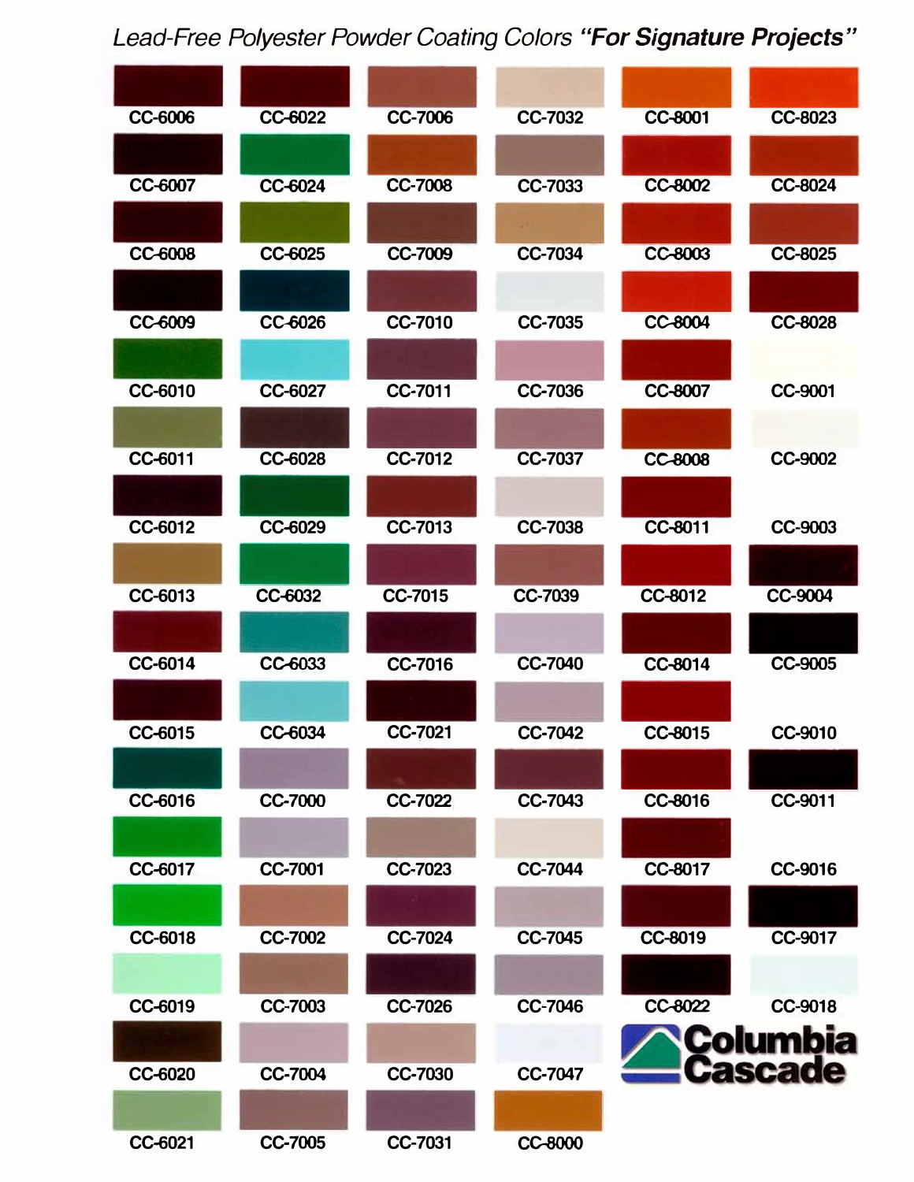*Lead-Free Polyester Powder Coating Colors **"For Signature Projects"***

| | | | | | |
|---|---|---|---|---|---|
| CC-6006 | CC-6022 | CC-7006 | CC-7032 | CC-8001 | CC-8023 |
| CC-6007 | CC-6024 | CC-7008 | CC-7033 | CC-8002 | CC-8024 |
| CC-6008 | CC-6025 | CC-7009 | CC-7034 | CC-8003 | CC-8025 |
| CC-6009 | CC-6026 | CC-7010 | CC-7035 | CC-8004 | CC-8028 |
| CC-6010 | CC-6027 | CC-7011 | CC-7036 | CC-8007 | CC-9001 |
| CC-6011 | CC-6028 | CC-7012 | CC-7037 | CC-8008 | CC-9002 |
| CC-6012 | CC-6029 | CC-7013 | CC-7038 | CC-8011 | CC-9003 |
| CC-6013 | CC-6032 | CC-7015 | CC-7039 | CC-8012 | CC-9004 |
| CC-6014 | CC-6033 | CC-7016 | CC-7040 | CC-8014 | CC-9005 |
| CC-6015 | CC-6034 | CC-7021 | CC-7042 | CC-8015 | CC-9010 |
| CC-6016 | CC-7000 | CC-7022 | CC-7043 | CC-8016 | CC-9011 |
| CC-6017 | CC-7001 | CC-7023 | CC-7044 | CC-8017 | CC-9016 |
| CC-6018 | CC-7002 | CC-7024 | CC-7045 | CC-8019 | CC-9017 |
| CC-6019 | CC-7003 | CC-7026 | CC-7046 | CC-8022 | CC-9018 |
| CC-6020 | CC-7004 | CC-7030 | CC-7047 | | |
| CC-6021 | CC-7005 | CC-7031 | CC-8000 | | |

Columbia Cascade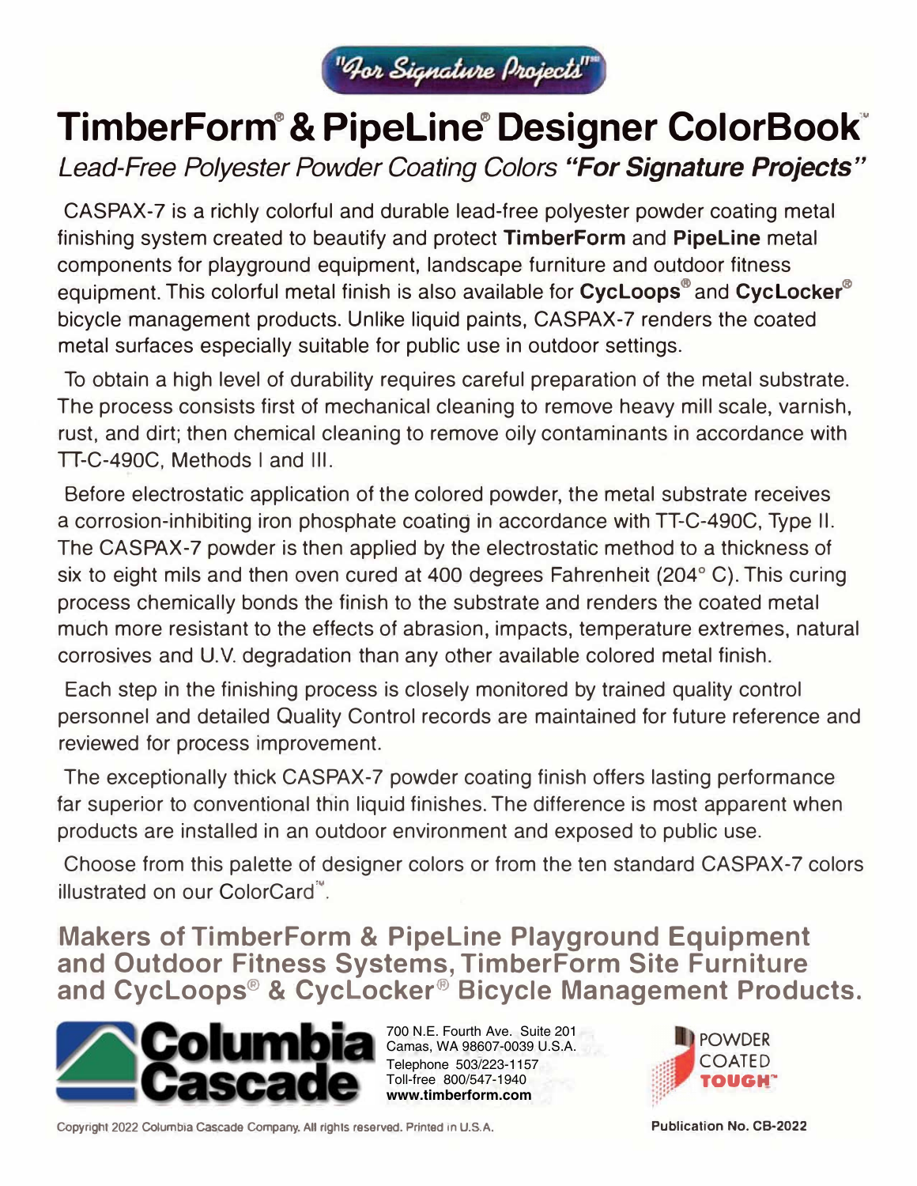"For Signature Projects"™

# TimberForm® & PipeLine® Designer ColorBook™

*Lead-Free Polyester Powder Coating Colors* ***"For Signature Projects"***

CASPAX-7 is a richly colorful and durable lead-free polyester powder coating metal finishing system created to beautify and protect **TimberForm** and **PipeLine** metal components for playground equipment, landscape furniture and outdoor fitness equipment. This colorful metal finish is also available for **CycLoops®** and **CycLocker®** bicycle management products. Unlike liquid paints, CASPAX-7 renders the coated metal surfaces especially suitable for public use in outdoor settings.

To obtain a high level of durability requires careful preparation of the metal substrate. The process consists first of mechanical cleaning to remove heavy mill scale, varnish, rust, and dirt; then chemical cleaning to remove oily contaminants in accordance with TT-C-490C, Methods I and III.

Before electrostatic application of the colored powder, the metal substrate receives a corrosion-inhibiting iron phosphate coating in accordance with TT-C-490C, Type II. The CASPAX-7 powder is then applied by the electrostatic method to a thickness of six to eight mils and then oven cured at 400 degrees Fahrenheit (204° C). This curing process chemically bonds the finish to the substrate and renders the coated metal much more resistant to the effects of abrasion, impacts, temperature extremes, natural corrosives and U.V. degradation than any other available colored metal finish.

Each step in the finishing process is closely monitored by trained quality control personnel and detailed Quality Control records are maintained for future reference and reviewed for process improvement.

The exceptionally thick CASPAX-7 powder coating finish offers lasting performance far superior to conventional thin liquid finishes. The difference is most apparent when products are installed in an outdoor environment and exposed to public use.

Choose from this palette of designer colors or from the ten standard CASPAX-7 colors illustrated on our ColorCard™.

## Makers of TimberForm & PipeLine Playground Equipment and Outdoor Fitness Systems, TimberForm Site Furniture and CycLoops® & CycLocker® Bicycle Management Products.

Columbia Cascade

700 N.E. Fourth Ave. Suite 201
Camas, WA 98607-0039 U.S.A.
Telephone 503/223-1157
Toll-free 800/547-1940
**www.timberform.com**

POWDER COATED TOUGH™

Copyright 2022 Columbia Cascade Company. All rights reserved. Printed in U.S.A.

**Publication No. CB-2022**